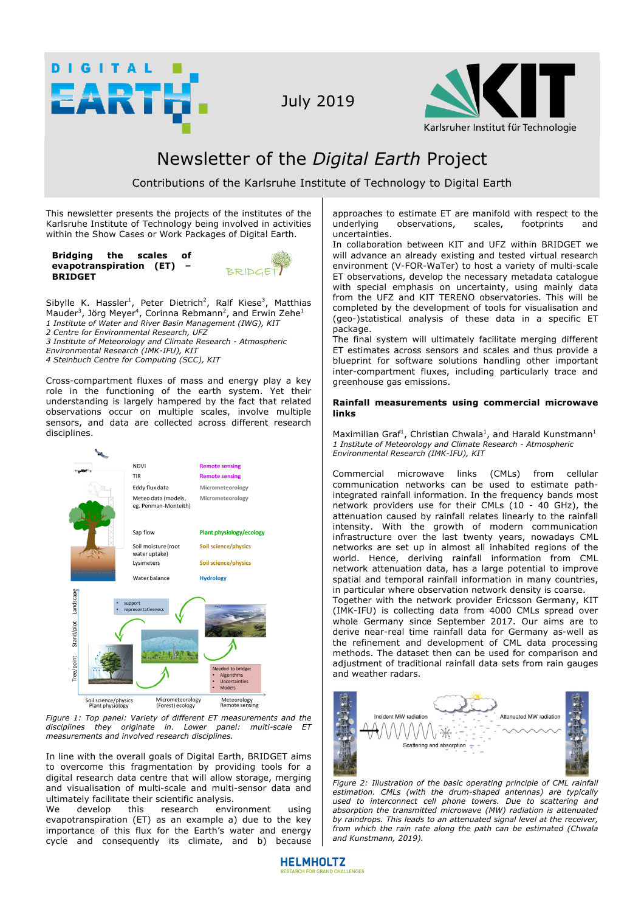July 2019

# Newsletter of the *Digital Earth* Project

Contributions of the Karlsruhe Institute of Technology to Digital Earth

This newsletter presents the projects of the institutes of the Karlsruhe Institute of Technology being involved in activities within the Show Cases or Work Packages of Digital Earth.

## Bridging the scales of evapotranspiration (ET) – BRIDGET

Sibylle K. Hassler[1], Peter Dietrich[2], Ralf Kiese[3], Matthias Mauder[3], Jörg Meyer[4], Corinna Rebmann[2], and Erwin Zehe[1]

*1 Institute of Water and River Basin Management (IWG), KIT*
*2 Centre for Environmental Research, UFZ*
*3 Institute of Meteorology and Climate Research - Atmospheric Environmental Research (IMK-IFU), KIT*
*4 Steinbuch Centre for Computing (SCC), KIT*

Cross-compartment fluxes of mass and energy play a key role in the functioning of the earth system. Yet their understanding is largely hampered by the fact that related observations occur on multiple scales, involve multiple sensors, and data are collected across different research disciplines.

*Figure 1: Top panel: Variety of different ET measurements and the disciplines they originate in. Lower panel: multi-scale ET measurements and involved research disciplines.*

In line with the overall goals of Digital Earth, BRIDGET aims to overcome this fragmentation by providing tools for a digital research data centre that will allow storage, merging and visualisation of multi-scale and multi-sensor data and ultimately facilitate their scientific analysis.

We develop this research environment using evapotranspiration (ET) as an example a) due to the key importance of this flux for the Earth's water and energy cycle and consequently its climate, and b) because approaches to estimate ET are manifold with respect to the underlying observations, scales, footprints and uncertainties.

In collaboration between KIT and UFZ within BRIDGET we will advance an already existing and tested virtual research environment (V-FOR-WaTer) to host a variety of multi-scale ET observations, develop the necessary metadata catalogue with special emphasis on uncertainty, using mainly data from the UFZ and KIT TERENO observatories. This will be completed by the development of tools for visualisation and (geo-)statistical analysis of these data in a specific ET package.

The final system will ultimately facilitate merging different ET estimates across sensors and scales and thus provide a blueprint for software solutions handling other important inter-compartment fluxes, including particularly trace and greenhouse gas emissions.

## Rainfall measurements using commercial microwave links

Maximilian Graf[1], Christian Chwala[1], and Harald Kunstmann[1]

*1 Institute of Meteorology and Climate Research - Atmospheric Environmental Research (IMK-IFU), KIT*

Commercial microwave links (CMLs) from cellular communication networks can be used to estimate path-integrated rainfall information. In the frequency bands most network providers use for their CMLs (10 - 40 GHz), the attenuation caused by rainfall relates linearly to the rainfall intensity. With the growth of modern communication infrastructure over the last twenty years, nowadays CML networks are set up in almost all inhabited regions of the world. Hence, deriving rainfall information from CML network attenuation data, has a large potential to improve spatial and temporal rainfall information in many countries, in particular where observation network density is coarse.

Together with the network provider Ericsson Germany, KIT (IMK-IFU) is collecting data from 4000 CMLs spread over whole Germany since September 2017. Our aims are to derive near-real time rainfall data for Germany as-well as the refinement and development of CML data processing methods. The dataset then can be used for comparison and adjustment of traditional rainfall data sets from rain gauges and weather radars.

*Figure 2: Illustration of the basic operating principle of CML rainfall estimation. CMLs (with the drum-shaped antennas) are typically used to interconnect cell phone towers. Due to scattering and absorption the transmitted microwave (MW) radiation is attenuated by raindrops. This leads to an attenuated signal level at the receiver, from which the rain rate along the path can be estimated (Chwala and Kunstmann, 2019).*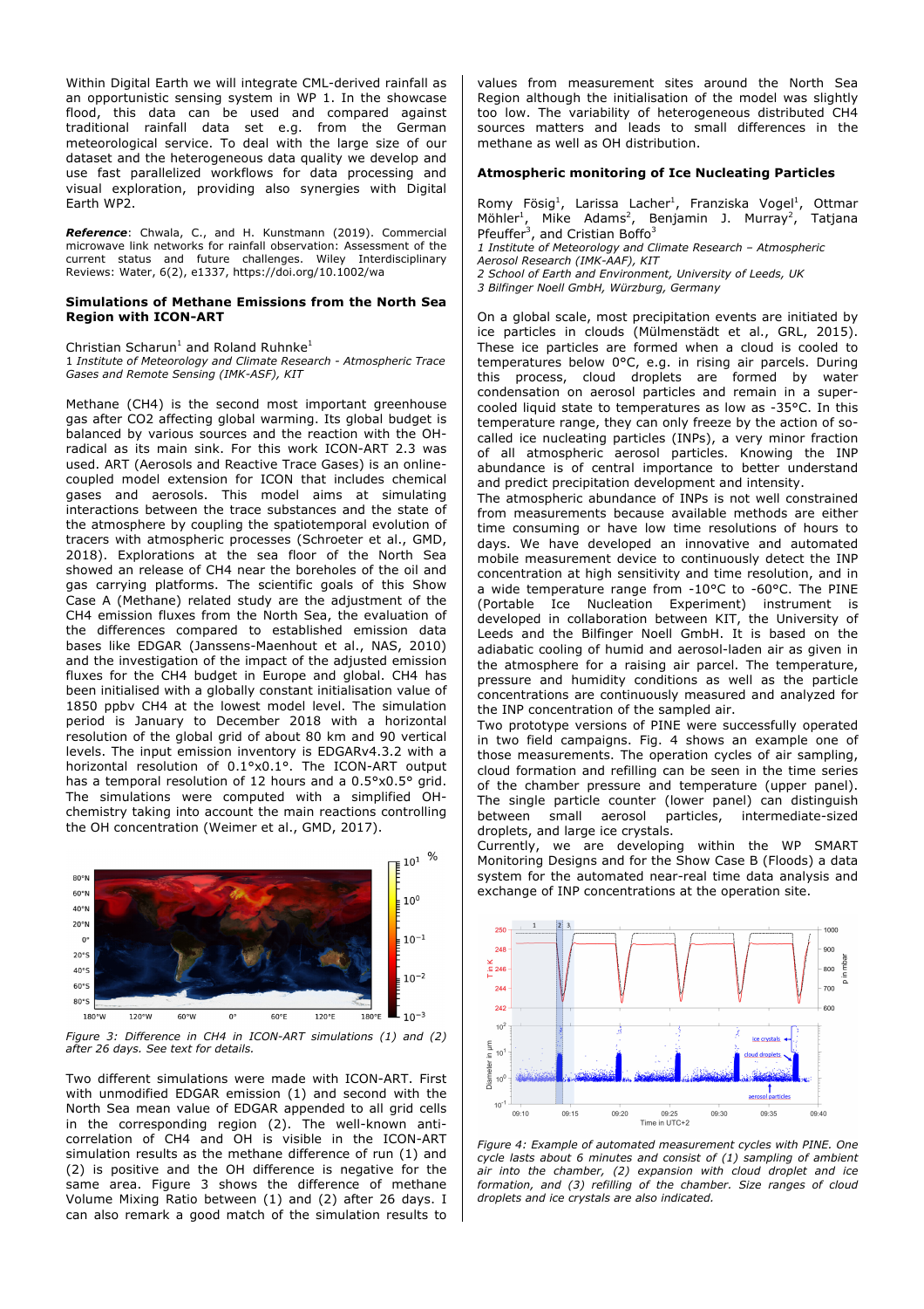Within Digital Earth we will integrate CML-derived rainfall as an opportunistic sensing system in WP 1. In the showcase flood, this data can be used and compared against traditional rainfall data set e.g. from the German meteorological service. To deal with the large size of our dataset and the heterogeneous data quality we develop and use fast parallelized workflows for data processing and visual exploration, providing also synergies with Digital Earth WP2.

***Reference***: Chwala, C., and H. Kunstmann (2019). Commercial microwave link networks for rainfall observation: Assessment of the current status and future challenges. Wiley Interdisciplinary Reviews: Water, 6(2), e1337, https://doi.org/10.1002/wa

### Simulations of Methane Emissions from the North Sea Region with ICON-ART

Christian Scharun[1] and Roland Ruhnke[1]
*1 Institute of Meteorology and Climate Research - Atmospheric Trace Gases and Remote Sensing (IMK-ASF), KIT*

Methane ($CH_4$) is the second most important greenhouse gas after $CO_2$ affecting global warming. Its global budget is balanced by various sources and the reaction with the OH-radical as its main sink. For this work ICON-ART 2.3 was used. ART (Aerosols and Reactive Trace Gases) is an online-coupled model extension for ICON that includes chemical gases and aerosols. This model aims at simulating interactions between the trace substances and the state of the atmosphere by coupling the spatiotemporal evolution of tracers with atmospheric processes (Schroeter et al., GMD, 2018). Explorations at the sea floor of the North Sea showed an release of $CH_4$ near the boreholes of the oil and gas carrying platforms. The scientific goals of this Show Case A (Methane) related study are the adjustment of the $CH_4$ emission fluxes from the North Sea, the evaluation of the differences compared to established emission data bases like EDGAR (Janssens-Maenhout et al., NAS, 2010) and the investigation of the impact of the adjusted emission fluxes for the $CH_4$ budget in Europe and global. $CH_4$ has been initialised with a globally constant initialisation value of 1850 ppbv $CH_4$ at the lowest model level. The simulation period is January to December 2018 with a horizontal resolution of the global grid of about 80 km and 90 vertical levels. The input emission inventory is EDGARv4.3.2 with a horizontal resolution of 0.1°x0.1°. The ICON-ART output has a temporal resolution of 12 hours and a 0.5°x0.5° grid. The simulations were computed with a simplified OH-chemistry taking into account the main reactions controlling the OH concentration (Weimer et al., GMD, 2017).

80°N
60°N
40°N
20°N
0°
20°S
40°S
60°S
80°S
180°W 120°W 60°W 0° 60°E 120°E 180°E
$10^1$ %
$10^0$
$10^{-1}$
$10^{-2}$
$10^{-3}$

*Figure 3: Difference in $CH_4$ in ICON-ART simulations (1) and (2) after 26 days. See text for details.*

Two different simulations were made with ICON-ART. First with unmodified EDGAR emission (1) and second with the North Sea mean value of EDGAR appended to all grid cells in the corresponding region (2). The well-known anti-correlation of $CH_4$ and OH is visible in the ICON-ART simulation results as the methane difference of run (1) and (2) is positive and the OH difference is negative for the same area. Figure 3 shows the difference of methane Volume Mixing Ratio between (1) and (2) after 26 days. I can also remark a good match of the simulation results to values from measurement sites around the North Sea Region although the initialisation of the model was slightly too low. The variability of heterogeneous distributed $CH_4$ sources matters and leads to small differences in the methane as well as OH distribution.

### Atmospheric monitoring of Ice Nucleating Particles

Romy Fösig[1], Larissa Lacher[1], Franziska Vogel[1], Ottmar Möhler[1], Mike Adams[2], Benjamin J. Murray[2], Tatjana Pfeuffer[3], and Cristian Boffo[3]
*1 Institute of Meteorology and Climate Research – Atmospheric Aerosol Research (IMK-AAF), KIT*
*2 School of Earth and Environment, University of Leeds, UK*
*3 Bilfinger Noell GmbH, Würzburg, Germany*

On a global scale, most precipitation events are initiated by ice particles in clouds (Mülmenstädt et al., GRL, 2015). These ice particles are formed when a cloud is cooled to temperatures below 0°C, e.g. in rising air parcels. During this process, cloud droplets are formed by water condensation on aerosol particles and remain in a super-cooled liquid state to temperatures as low as -35°C. In this temperature range, they can only freeze by the action of so-called ice nucleating particles (INPs), a very minor fraction of all atmospheric aerosol particles. Knowing the INP abundance is of central importance to better understand and predict precipitation development and intensity.

The atmospheric abundance of INPs is not well constrained from measurements because available methods are either time consuming or have low time resolutions of hours to days. We have developed an innovative and automated mobile measurement device to continuously detect the INP concentration at high sensitivity and time resolution, and in a wide temperature range from -10°C to -60°C. The PINE (Portable Ice Nucleation Experiment) instrument is developed in collaboration between KIT, the University of Leeds and the Bilfinger Noell GmbH. It is based on the adiabatic cooling of humid and aerosol-laden air as given in the atmosphere for a raising air parcel. The temperature, pressure and humidity conditions as well as the particle concentrations are continuously measured and analyzed for the INP concentration of the sampled air.

Two prototype versions of PINE were successfully operated in two field campaigns. Fig. 4 shows an example one of those measurements. The operation cycles of air sampling, cloud formation and refilling can be seen in the time series of the chamber pressure and temperature (upper panel). The single particle counter (lower panel) can distinguish between small aerosol particles, intermediate-sized droplets, and large ice crystals.

Currently, we are developing within the WP SMART Monitoring Designs and for the Show Case B (Floods) a data system for the automated near-real time data analysis and exchange of INP concentrations at the operation site.

1 2 3
250
248
246
244
242
T in K
1000
900
800
700
600
p in mbar
$10^2$
$10^1$
$10^0$
$10^{-1}$
Diameter in µm
ice crystals
cloud droplets
aerosol particles
09:10 09:15 09:20 09:25 09:30 09:35 09:40
Time in UTC+2

*Figure 4: Example of automated measurement cycles with PINE. One cycle lasts about 6 minutes and consist of (1) sampling of ambient air into the chamber, (2) expansion with cloud droplet and ice formation, and (3) refilling of the chamber. Size ranges of cloud droplets and ice crystals are also indicated.*